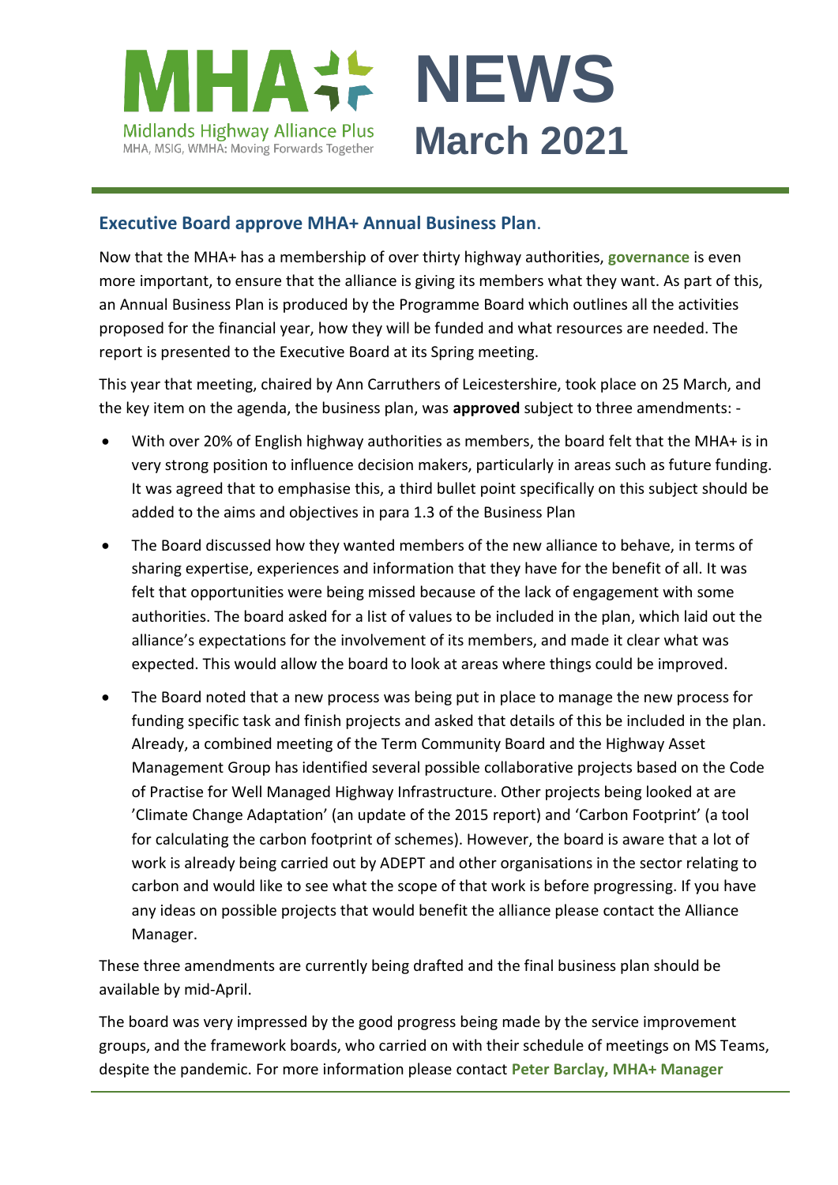# MHA+ NEWS March 2021

Midlands Highway Alliance Plus
MHA, MSIG, WMHA: Moving Forwards Together

## Executive Board approve MHA+ Annual Business Plan.

Now that the MHA+ has a membership of over thirty highway authorities, **governance** is even more important, to ensure that the alliance is giving its members what they want. As part of this, an Annual Business Plan is produced by the Programme Board which outlines all the activities proposed for the financial year, how they will be funded and what resources are needed. The report is presented to the Executive Board at its Spring meeting.

This year that meeting, chaired by Ann Carruthers of Leicestershire, took place on 25 March, and the key item on the agenda, the business plan, was **approved** subject to three amendments: -

- With over 20% of English highway authorities as members, the board felt that the MHA+ is in very strong position to influence decision makers, particularly in areas such as future funding. It was agreed that to emphasise this, a third bullet point specifically on this subject should be added to the aims and objectives in para 1.3 of the Business Plan
- The Board discussed how they wanted members of the new alliance to behave, in terms of sharing expertise, experiences and information that they have for the benefit of all. It was felt that opportunities were being missed because of the lack of engagement with some authorities. The board asked for a list of values to be included in the plan, which laid out the alliance's expectations for the involvement of its members, and made it clear what was expected. This would allow the board to look at areas where things could be improved.
- The Board noted that a new process was being put in place to manage the new process for funding specific task and finish projects and asked that details of this be included in the plan. Already, a combined meeting of the Term Community Board and the Highway Asset Management Group has identified several possible collaborative projects based on the Code of Practise for Well Managed Highway Infrastructure. Other projects being looked at are 'Climate Change Adaptation' (an update of the 2015 report) and 'Carbon Footprint' (a tool for calculating the carbon footprint of schemes). However, the board is aware that a lot of work is already being carried out by ADEPT and other organisations in the sector relating to carbon and would like to see what the scope of that work is before progressing. If you have any ideas on possible projects that would benefit the alliance please contact the Alliance Manager.

These three amendments are currently being drafted and the final business plan should be available by mid-April.

The board was very impressed by the good progress being made by the service improvement groups, and the framework boards, who carried on with their schedule of meetings on MS Teams, despite the pandemic. For more information please contact **Peter Barclay, MHA+ Manager**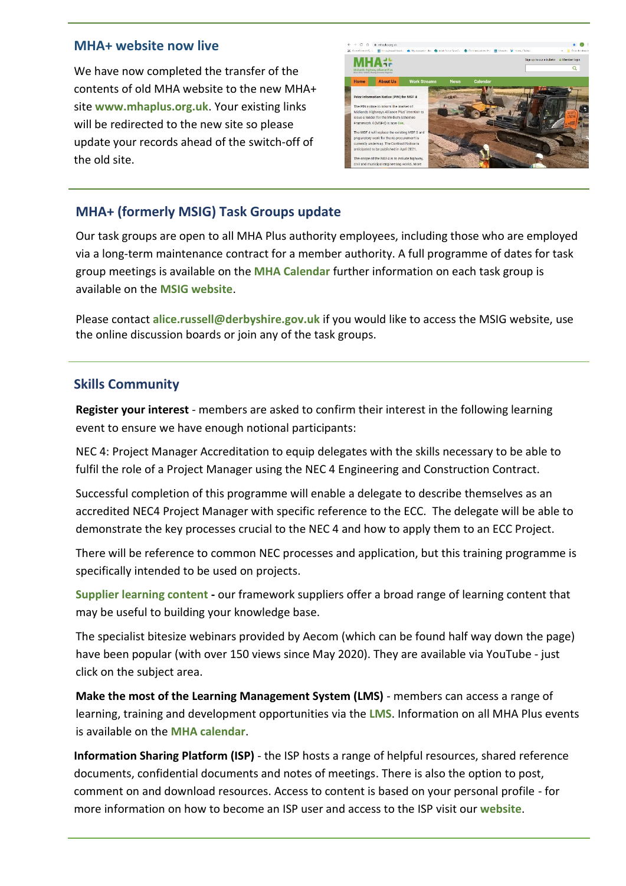## MHA+ website now live

We have now completed the transfer of the contents of old MHA website to the new MHA+ site **www.mhaplus.org.uk**. Your existing links will be redirected to the new site so please update your records ahead of the switch-off of the old site.

## MHA+ (formerly MSIG) Task Groups update

Our task groups are open to all MHA Plus authority employees, including those who are employed via a long-term maintenance contract for a member authority. A full programme of dates for task group meetings is available on the **MHA Calendar** further information on each task group is available on the **MSIG website**.

Please contact **alice.russell@derbyshire.gov.uk** if you would like to access the MSIG website, use the online discussion boards or join any of the task groups.

## Skills Community

**Register your interest** - members are asked to confirm their interest in the following learning event to ensure we have enough notional participants:

NEC 4: Project Manager Accreditation to equip delegates with the skills necessary to be able to fulfil the role of a Project Manager using the NEC 4 Engineering and Construction Contract.

Successful completion of this programme will enable a delegate to describe themselves as an accredited NEC4 Project Manager with specific reference to the ECC. The delegate will be able to demonstrate the key processes crucial to the NEC 4 and how to apply them to an ECC Project.

There will be reference to common NEC processes and application, but this training programme is specifically intended to be used on projects.

**Supplier learning content -** our framework suppliers offer a broad range of learning content that may be useful to building your knowledge base.

The specialist bitesize webinars provided by Aecom (which can be found half way down the page) have been popular (with over 150 views since May 2020). They are available via YouTube - just click on the subject area.

**Make the most of the Learning Management System (LMS)** - members can access a range of learning, training and development opportunities via the **LMS**. Information on all MHA Plus events is available on the **MHA calendar**.

**Information Sharing Platform (ISP)** - the ISP hosts a range of helpful resources, shared reference documents, confidential documents and notes of meetings. There is also the option to post, comment on and download resources. Access to content is based on your personal profile - for more information on how to become an ISP user and access to the ISP visit our **website**.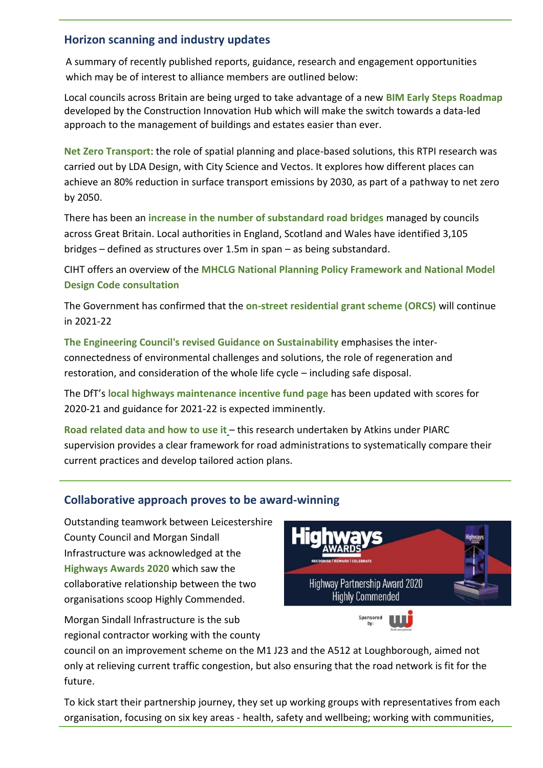## Horizon scanning and industry updates

A summary of recently published reports, guidance, research and engagement opportunities which may be of interest to alliance members are outlined below:

Local councils across Britain are being urged to take advantage of a new **BIM Early Steps Roadmap** developed by the Construction Innovation Hub which will make the switch towards a data-led approach to the management of buildings and estates easier than ever.

**Net Zero Transport**: the role of spatial planning and place-based solutions, this RTPI research was carried out by LDA Design, with City Science and Vectos. It explores how different places can achieve an 80% reduction in surface transport emissions by 2030, as part of a pathway to net zero by 2050.

There has been an **increase in the number of substandard road bridges** managed by councils across Great Britain. Local authorities in England, Scotland and Wales have identified 3,105 bridges – defined as structures over 1.5m in span – as being substandard.

CIHT offers an overview of the **MHCLG National Planning Policy Framework and National Model Design Code consultation**

The Government has confirmed that the **on-street residential grant scheme (ORCS)** will continue in 2021-22

**The Engineering Council's revised Guidance on Sustainability** emphasises the inter-connectedness of environmental challenges and solutions, the role of regeneration and restoration, and consideration of the whole life cycle – including safe disposal.

The DfT's **local highways maintenance incentive fund page** has been updated with scores for 2020-21 and guidance for 2021-22 is expected imminently.

**Road related data and how to use it** – this research undertaken by Atkins under PIARC supervision provides a clear framework for road administrations to systematically compare their current practices and develop tailored action plans.

## Collaborative approach proves to be award-winning

Outstanding teamwork between Leicestershire County Council and Morgan Sindall Infrastructure was acknowledged at the **Highways Awards 2020** which saw the collaborative relationship between the two organisations scoop Highly Commended.

Morgan Sindall Infrastructure is the sub regional contractor working with the county council on an improvement scheme on the M1 J23 and the A512 at Loughborough, aimed not only at relieving current traffic congestion, but also ensuring that the road network is fit for the future.

To kick start their partnership journey, they set up working groups with representatives from each organisation, focusing on six key areas - health, safety and wellbeing; working with communities,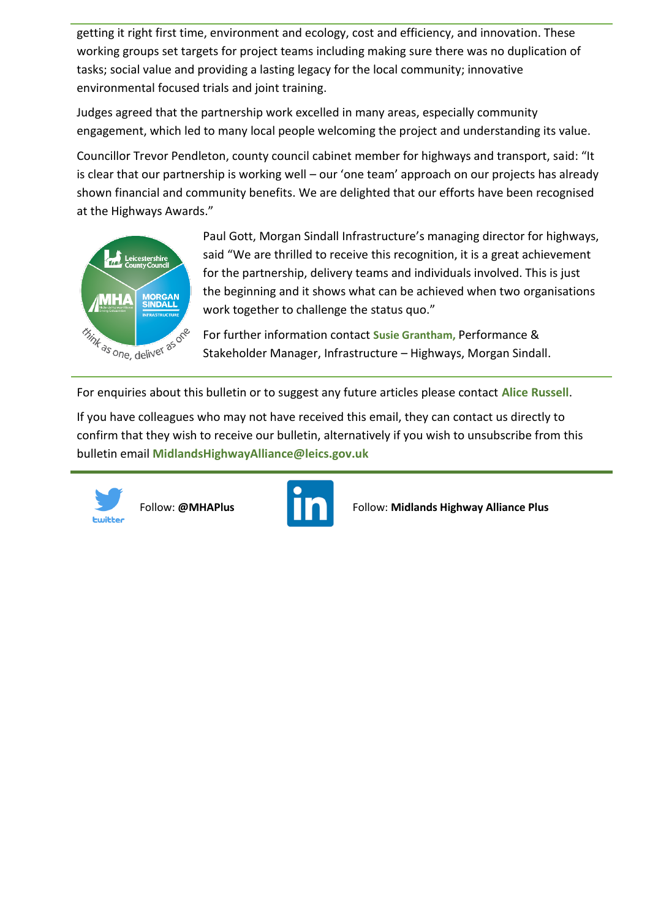getting it right first time, environment and ecology, cost and efficiency, and innovation. These working groups set targets for project teams including making sure there was no duplication of tasks; social value and providing a lasting legacy for the local community; innovative environmental focused trials and joint training.

Judges agreed that the partnership work excelled in many areas, especially community engagement, which led to many local people welcoming the project and understanding its value.

Councillor Trevor Pendleton, county council cabinet member for highways and transport, said: "It is clear that our partnership is working well – our 'one team' approach on our projects has already shown financial and community benefits. We are delighted that our efforts have been recognised at the Highways Awards."

Paul Gott, Morgan Sindall Infrastructure's managing director for highways, said "We are thrilled to receive this recognition, it is a great achievement for the partnership, delivery teams and individuals involved. This is just the beginning and it shows what can be achieved when two organisations work together to challenge the status quo."

For further information contact **Susie Grantham,** Performance & Stakeholder Manager, Infrastructure – Highways, Morgan Sindall.

---

For enquiries about this bulletin or to suggest any future articles please contact **Alice Russell**.

If you have colleagues who may not have received this email, they can contact us directly to confirm that they wish to receive our bulletin, alternatively if you wish to unsubscribe from this bulletin email **MidlandsHighwayAlliance@leics.gov.uk**

---

Follow: **@MHAPlus**

Follow: **Midlands Highway Alliance Plus**